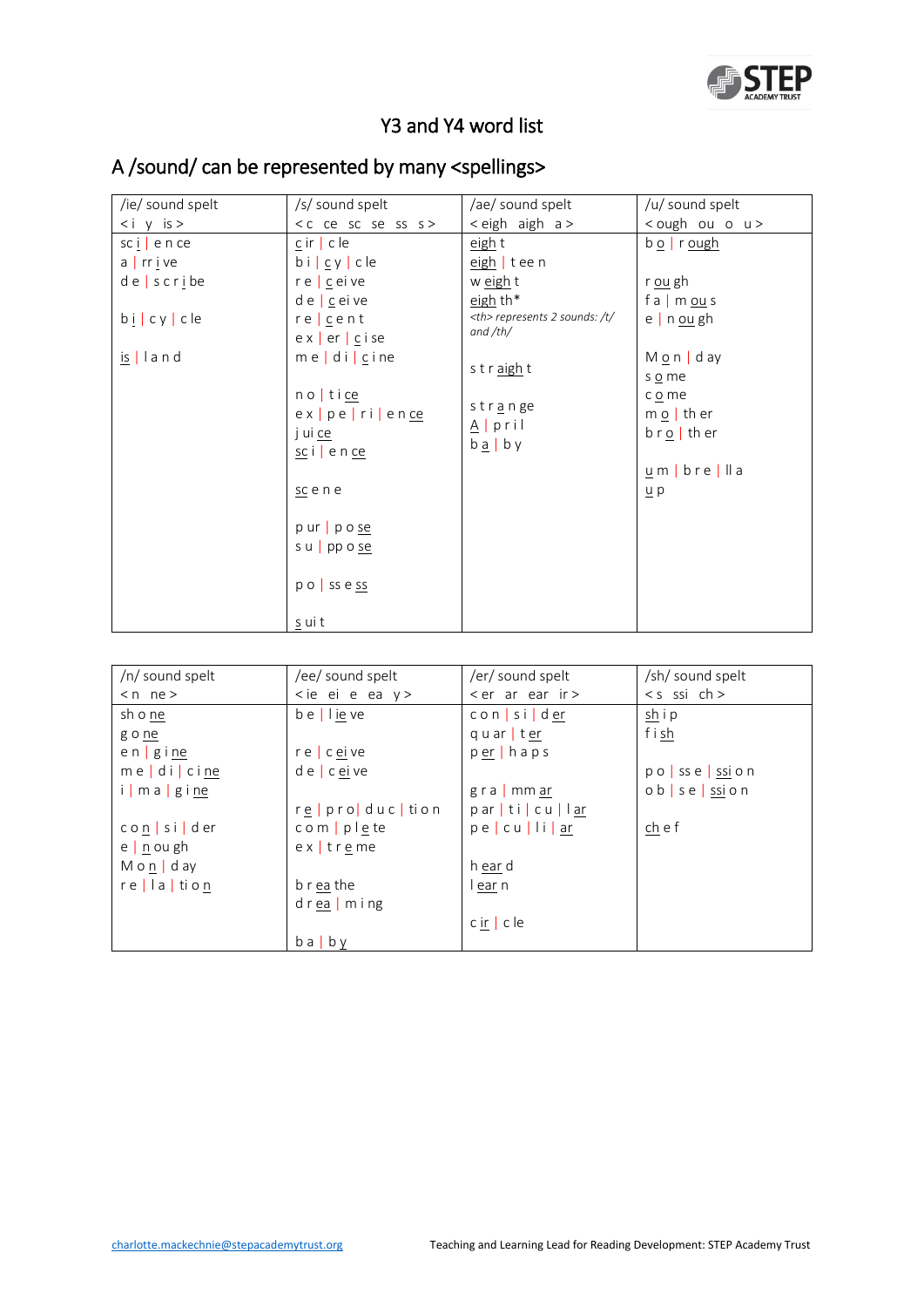# Y3 and Y4 word list

## A /sound/ can be represented by many <spellings>

| /ie/ sound spelt <i y is> | /s/ sound spelt <c ce sc se ss s> | /ae/ sound spelt <eigh aigh a> | /u/ sound spelt <ough ou o u> |
|---|---|---|---|
| sc i \| e n ce | c ir \| c le | eigh t | b o \| r ough |
| a \| rr i ve | b i \| c y \| c le | eigh \| t ee n | |
| d e \| s c r i be | r e \| c ei ve | w eigh t | r ou gh |
| | d e \| c ei ve | eigh th* | f a \| m ou s |
| b i \| c y \| c le | r e \| c e n t | *<th> represents 2 sounds: /t/ and /th/* | e \| n ou gh |
| | e x \| er \| c i se | | |
| is \| l a n d | m e \| d i \| c i ne | s t r aigh t | M o n \| d ay |
| | | | s o me |
| | n o \| t i ce | s t r a n ge | c o me |
| | e x \| p e \| r i \| e n ce | A \| p r i l | m o \| th er |
| | j ui ce | b a \| b y | b r o \| th er |
| | sc i \| e n ce | | |
| | | | u m \| b r e \| ll a |
| | sc e n e | | u p |
| | p ur \| p o se | | |
| | s u \| pp o se | | |
| | p o \| ss e ss | | |
| | s ui t | | |

| /n/ sound spelt <n ne> | /ee/ sound spelt <ie ei e ea y> | /er/ sound spelt <er ar ear ir> | /sh/ sound spelt <s ssi ch> |
|---|---|---|---|
| sh o ne | b e \| l ie ve | c o n \| s i \| d er | sh i p |
| g o ne | | q u ar \| t er | f i sh |
| e n \| g i ne | r e \| c ei ve | p er \| h a p s | |
| m e \| d i \| c i ne | d e \| c ei ve | | p o \| ss e \| ssi o n |
| i \| m a \| g i ne | | g r a \| mm ar | o b \| s e \| ssi o n |
| | r e \| p r o \| d u c \| tio n | p ar \| t i \| c u \| l ar | |
| c o n \| s i \| d er | c o m \| p l e te | p e \| c u \| l i \| ar | ch e f |
| e \| n ou gh | e x \| t r e me | | |
| M o n \| d ay | | h ear d | |
| r e \| l a \| tio n | b r ea the | l ear n | |
| | d r ea \| m i ng | | |
| | | c ir \| c le | |
| | b a \| b y | | |

charlotte.mackechnie@stepacademytrust.org    Teaching and Learning Lead for Reading Development: STEP Academy Trust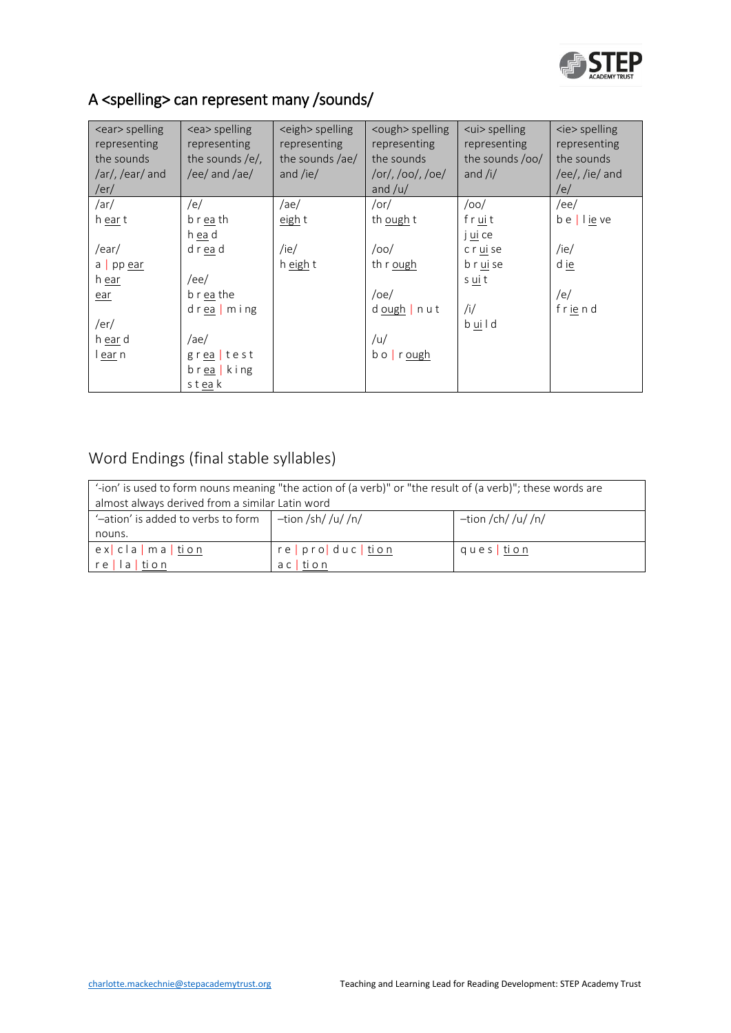## A <spelling> can represent many /sounds/

| <ear> spelling representing the sounds /ar/, /ear/ and /er/ | <ea> spelling representing the sounds /e/, /ee/ and /ae/ | <eigh> spelling representing the sounds /ae/ and /ie/ | <ough> spelling representing the sounds /or/, /oo/, /oe/ and /u/ | <ui> spelling representing the sounds /oo/ and /i/ | <ie> spelling representing the sounds /ee/, /ie/ and /e/ |
|---|---|---|---|---|---|
| /ar/<br>h ear t<br><br>/ear/<br>a \| pp ear<br>h ear<br>ear<br><br>/er/<br>h ear d<br>l ear n | /e/<br>b r ea th<br>h ea d<br>d r ea d<br><br>/ee/<br>b r ea the<br>d r ea \| m i ng<br><br>/ae/<br>g r ea \| t e s t<br>b r ea \| k i ng<br>s t ea k | /ae/<br>eigh t<br><br>/ie/<br>h eigh t | /or/<br>th ough t<br><br>/oo/<br>th r ough<br><br>/oe/<br>d ough \| n u t<br><br>/u/<br>b o \| r ough | /oo/<br>f r ui t<br>j ui ce<br>c r ui se<br>b r ui se<br>s ui t<br><br>/i/<br>b ui l d | /ee/<br>b e \| l ie ve<br><br>/ie/<br>d ie<br><br>/e/<br>f r ie n d |

## Word Endings (final stable syllables)

| '-ion' is used to form nouns meaning "the action of (a verb)" or "the result of (a verb)"; these words are almost always derived from a similar Latin word | | |
|---|---|---|
| '–ation' is added to verbs to form nouns. | –tion /sh/ /u/ /n/ | –tion /ch/ /u/ /n/ |
| e x \| c l a \| m a \| ti o n<br>r e \| l a \| ti o n | r e \| p r o \| d u c \| ti o n<br>a c \| ti o n | q u e s \| ti o n |